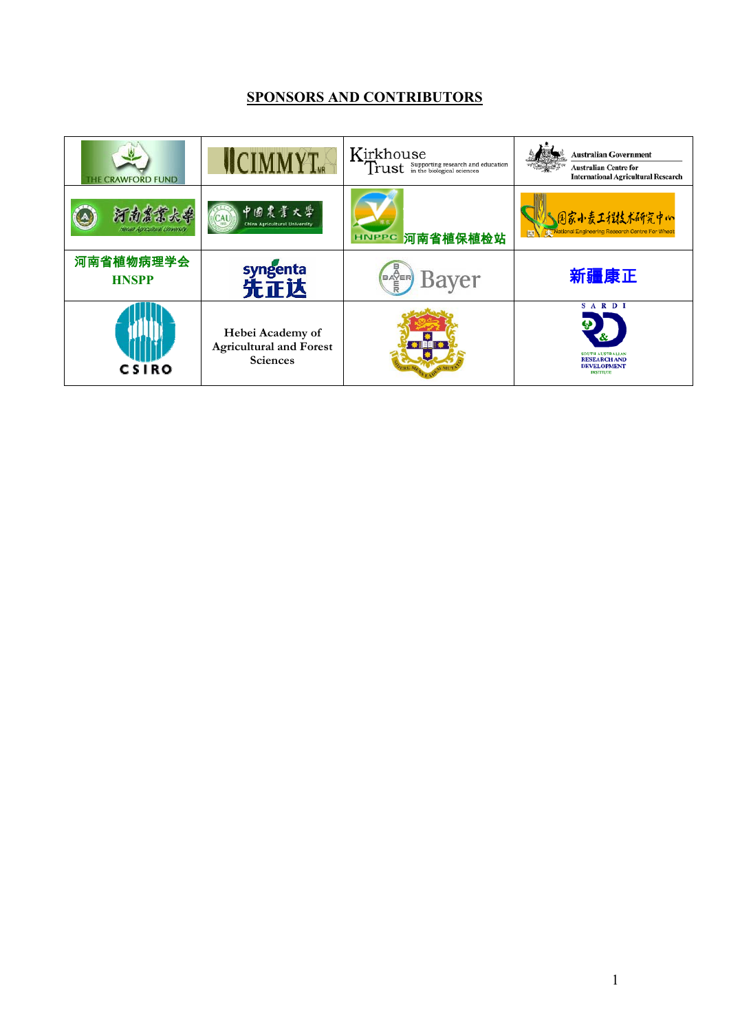# SPONSORS AND CONTRIBUTORS

| | | | |
|---|---|---|---|
| THE CRAWFORD FUND | CIMMYT | Kirkhouse Trust Supporting research and education in the biological sciences | Australian Government Australian Centre for International Agricultural Research |
| 河南農業大學 Henan Agricultural University | 中国農業大学 China Agricultural University | HNPPC 河南省植保植检站 | 国家小麦工程技术研究中心 National Engineering Research Centre For Wheat |
| 河南省植物病理学会 HNSPP | syngenta 先正达 | Bayer | 新疆康正 |
| CSIRO | Hebei Academy of Agricultural and Forest Sciences | | SARDI SOUTH AUSTRALIAN RESEARCH AND DEVELOPMENT INSTITUTE |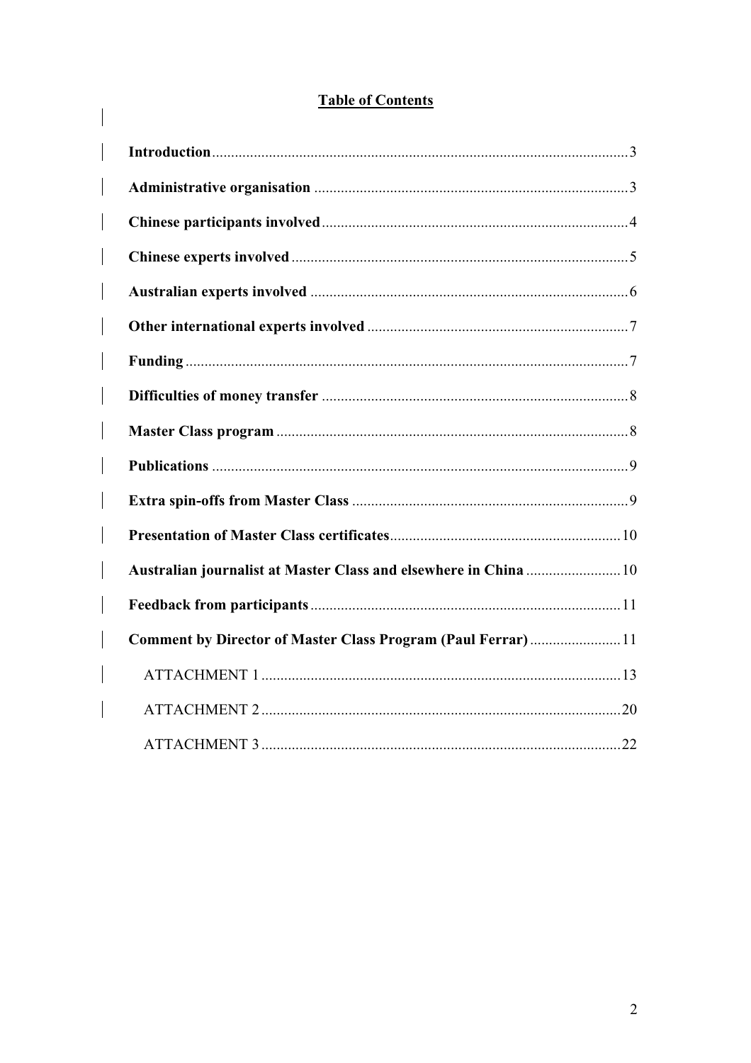## Table of Contents

**Introduction** ..... 3

**Administrative organisation** ..... 3

**Chinese participants involved** ..... 4

**Chinese experts involved** ..... 5

**Australian experts involved** ..... 6

**Other international experts involved** ..... 7

**Funding** ..... 7

**Difficulties of money transfer** ..... 8

**Master Class program** ..... 8

**Publications** ..... 9

**Extra spin-offs from Master Class** ..... 9

**Presentation of Master Class certificates** ..... 10

**Australian journalist at Master Class and elsewhere in China** ..... 10

**Feedback from participants** ..... 11

**Comment by Director of Master Class Program (Paul Ferrar)** ..... 11

ATTACHMENT 1 ..... 13

ATTACHMENT 2 ..... 20

ATTACHMENT 3 ..... 22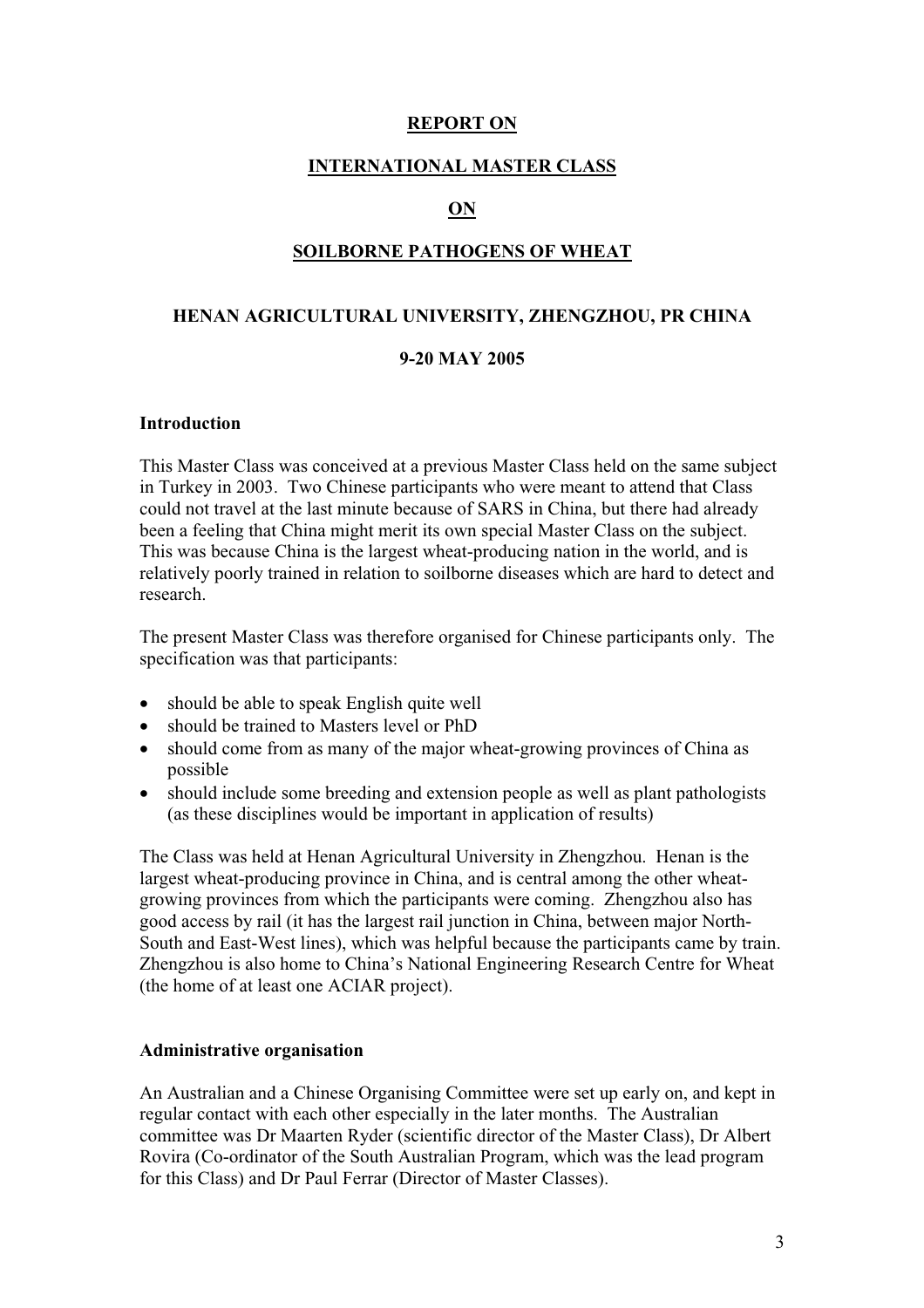# REPORT ON

# INTERNATIONAL MASTER CLASS

# ON

# SOILBORNE PATHOGENS OF WHEAT

## HENAN AGRICULTURAL UNIVERSITY, ZHENGZHOU, PR CHINA

## 9-20 MAY 2005

### Introduction

This Master Class was conceived at a previous Master Class held on the same subject in Turkey in 2003. Two Chinese participants who were meant to attend that Class could not travel at the last minute because of SARS in China, but there had already been a feeling that China might merit its own special Master Class on the subject. This was because China is the largest wheat-producing nation in the world, and is relatively poorly trained in relation to soilborne diseases which are hard to detect and research.

The present Master Class was therefore organised for Chinese participants only. The specification was that participants:

- should be able to speak English quite well
- should be trained to Masters level or PhD
- should come from as many of the major wheat-growing provinces of China as possible
- should include some breeding and extension people as well as plant pathologists (as these disciplines would be important in application of results)

The Class was held at Henan Agricultural University in Zhengzhou. Henan is the largest wheat-producing province in China, and is central among the other wheat-growing provinces from which the participants were coming. Zhengzhou also has good access by rail (it has the largest rail junction in China, between major North-South and East-West lines), which was helpful because the participants came by train. Zhengzhou is also home to China's National Engineering Research Centre for Wheat (the home of at least one ACIAR project).

### Administrative organisation

An Australian and a Chinese Organising Committee were set up early on, and kept in regular contact with each other especially in the later months. The Australian committee was Dr Maarten Ryder (scientific director of the Master Class), Dr Albert Rovira (Co-ordinator of the South Australian Program, which was the lead program for this Class) and Dr Paul Ferrar (Director of Master Classes).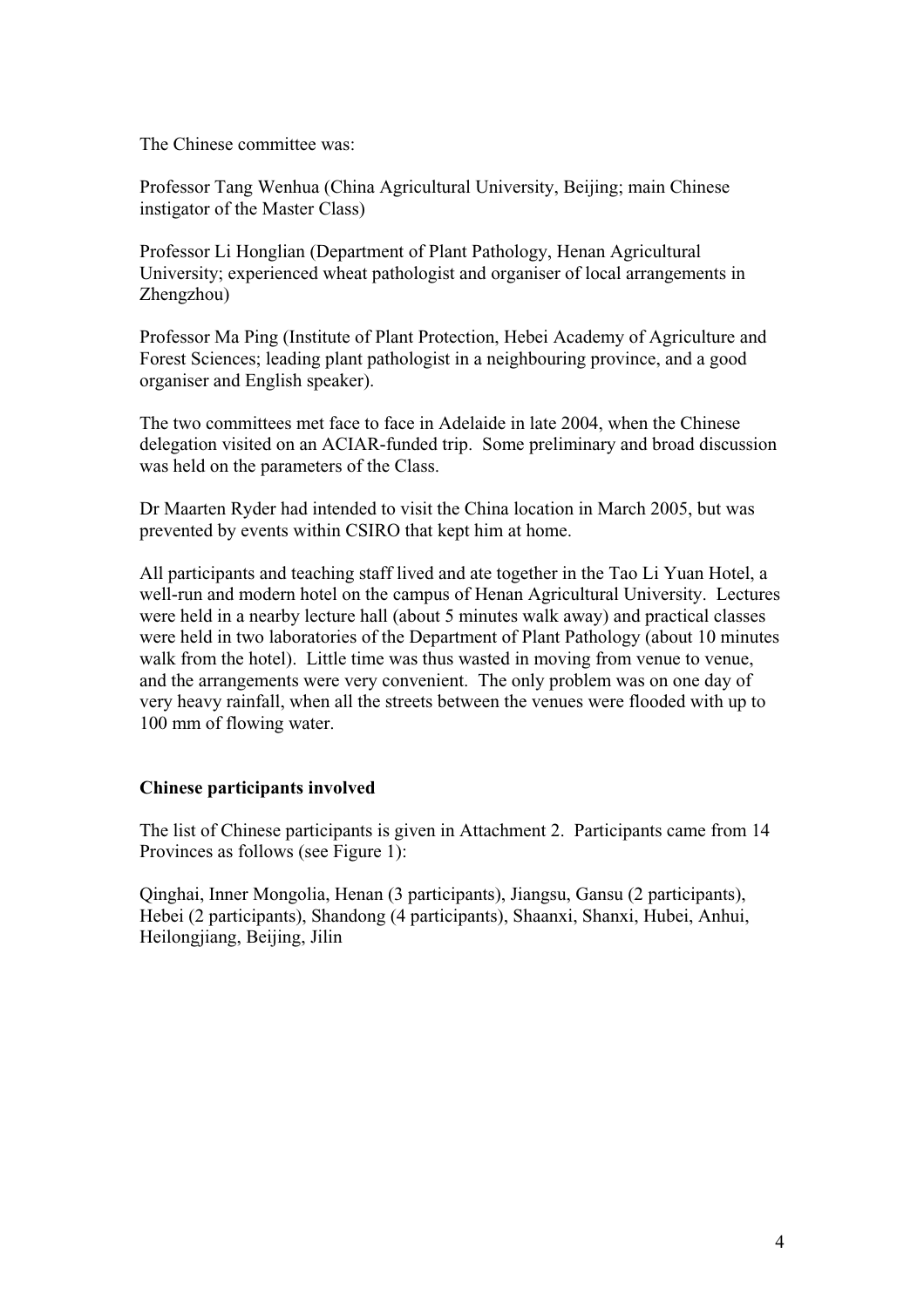The Chinese committee was:

Professor Tang Wenhua (China Agricultural University, Beijing; main Chinese instigator of the Master Class)

Professor Li Honglian (Department of Plant Pathology, Henan Agricultural University; experienced wheat pathologist and organiser of local arrangements in Zhengzhou)

Professor Ma Ping (Institute of Plant Protection, Hebei Academy of Agriculture and Forest Sciences; leading plant pathologist in a neighbouring province, and a good organiser and English speaker).

The two committees met face to face in Adelaide in late 2004, when the Chinese delegation visited on an ACIAR-funded trip. Some preliminary and broad discussion was held on the parameters of the Class.

Dr Maarten Ryder had intended to visit the China location in March 2005, but was prevented by events within CSIRO that kept him at home.

All participants and teaching staff lived and ate together in the Tao Li Yuan Hotel, a well-run and modern hotel on the campus of Henan Agricultural University. Lectures were held in a nearby lecture hall (about 5 minutes walk away) and practical classes were held in two laboratories of the Department of Plant Pathology (about 10 minutes walk from the hotel). Little time was thus wasted in moving from venue to venue, and the arrangements were very convenient. The only problem was on one day of very heavy rainfall, when all the streets between the venues were flooded with up to 100 mm of flowing water.

**Chinese participants involved**

The list of Chinese participants is given in Attachment 2. Participants came from 14 Provinces as follows (see Figure 1):

Qinghai, Inner Mongolia, Henan (3 participants), Jiangsu, Gansu (2 participants), Hebei (2 participants), Shandong (4 participants), Shaanxi, Shanxi, Hubei, Anhui, Heilongjiang, Beijing, Jilin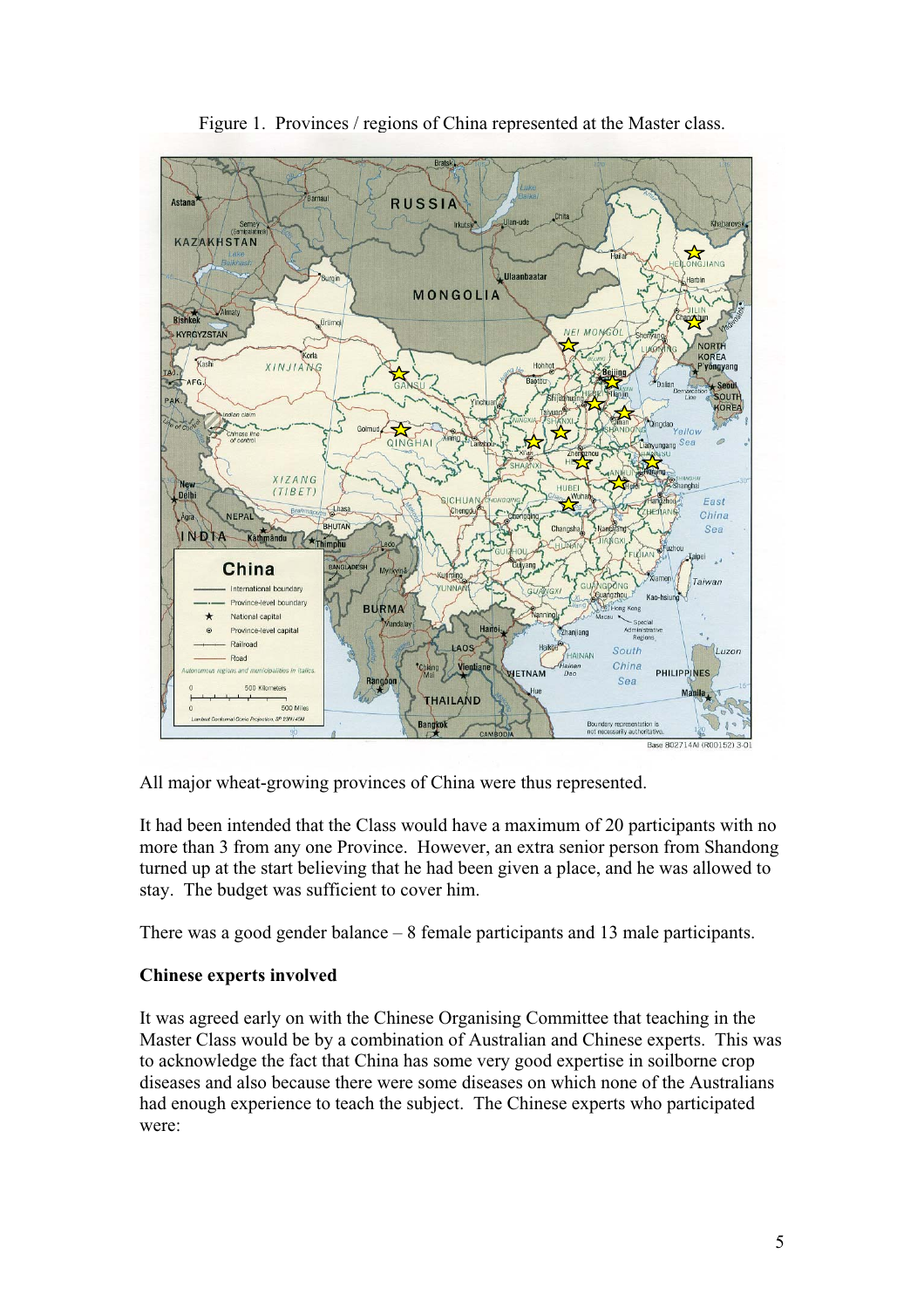Figure 1. Provinces / regions of China represented at the Master class.

All major wheat-growing provinces of China were thus represented.

It had been intended that the Class would have a maximum of 20 participants with no more than 3 from any one Province. However, an extra senior person from Shandong turned up at the start believing that he had been given a place, and he was allowed to stay. The budget was sufficient to cover him.

There was a good gender balance – 8 female participants and 13 male participants.

**Chinese experts involved**

It was agreed early on with the Chinese Organising Committee that teaching in the Master Class would be by a combination of Australian and Chinese experts. This was to acknowledge the fact that China has some very good expertise in soilborne crop diseases and also because there were some diseases on which none of the Australians had enough experience to teach the subject. The Chinese experts who participated were: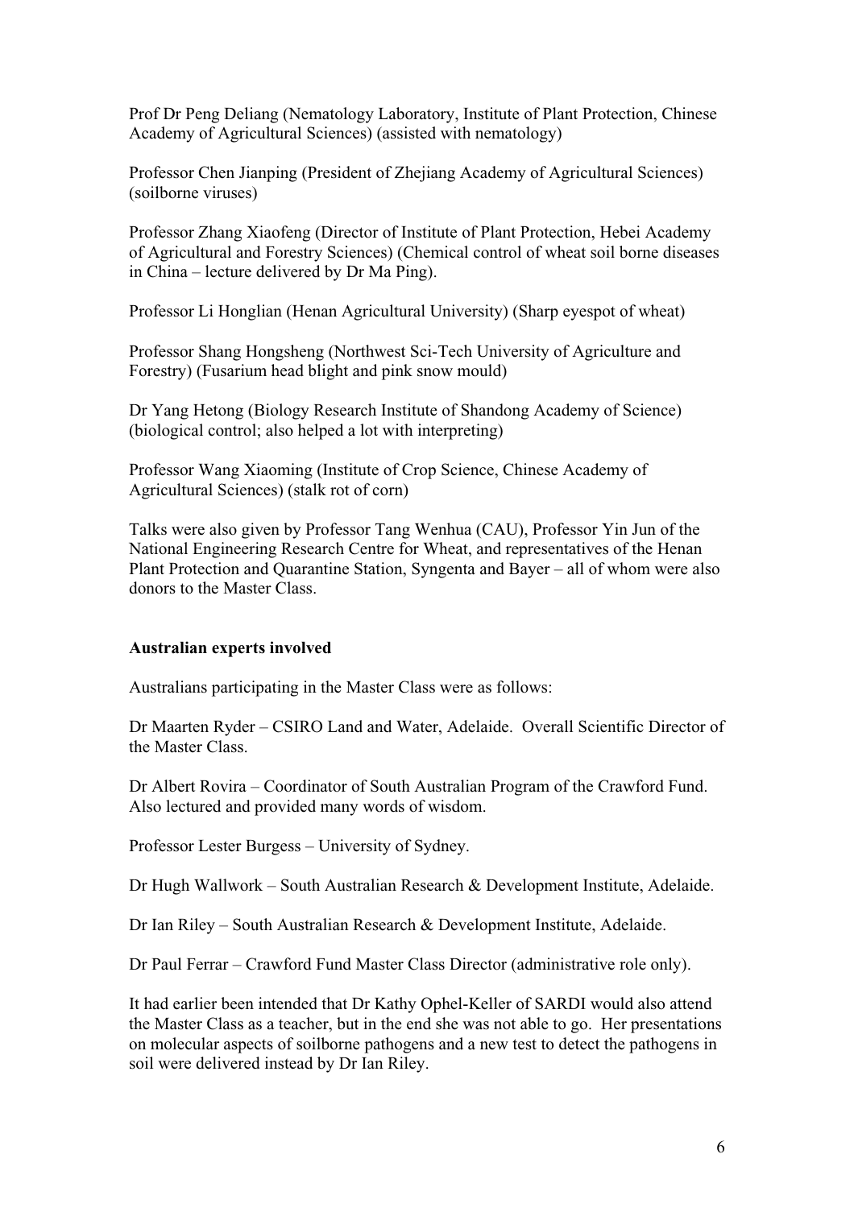Prof Dr Peng Deliang (Nematology Laboratory, Institute of Plant Protection, Chinese Academy of Agricultural Sciences) (assisted with nematology)

Professor Chen Jianping (President of Zhejiang Academy of Agricultural Sciences) (soilborne viruses)

Professor Zhang Xiaofeng (Director of Institute of Plant Protection, Hebei Academy of Agricultural and Forestry Sciences) (Chemical control of wheat soil borne diseases in China – lecture delivered by Dr Ma Ping).

Professor Li Honglian (Henan Agricultural University) (Sharp eyespot of wheat)

Professor Shang Hongsheng (Northwest Sci-Tech University of Agriculture and Forestry) (Fusarium head blight and pink snow mould)

Dr Yang Hetong (Biology Research Institute of Shandong Academy of Science) (biological control; also helped a lot with interpreting)

Professor Wang Xiaoming (Institute of Crop Science, Chinese Academy of Agricultural Sciences) (stalk rot of corn)

Talks were also given by Professor Tang Wenhua (CAU), Professor Yin Jun of the National Engineering Research Centre for Wheat, and representatives of the Henan Plant Protection and Quarantine Station, Syngenta and Bayer – all of whom were also donors to the Master Class.

**Australian experts involved**

Australians participating in the Master Class were as follows:

Dr Maarten Ryder – CSIRO Land and Water, Adelaide. Overall Scientific Director of the Master Class.

Dr Albert Rovira – Coordinator of South Australian Program of the Crawford Fund. Also lectured and provided many words of wisdom.

Professor Lester Burgess – University of Sydney.

Dr Hugh Wallwork – South Australian Research & Development Institute, Adelaide.

Dr Ian Riley – South Australian Research & Development Institute, Adelaide.

Dr Paul Ferrar – Crawford Fund Master Class Director (administrative role only).

It had earlier been intended that Dr Kathy Ophel-Keller of SARDI would also attend the Master Class as a teacher, but in the end she was not able to go. Her presentations on molecular aspects of soilborne pathogens and a new test to detect the pathogens in soil were delivered instead by Dr Ian Riley.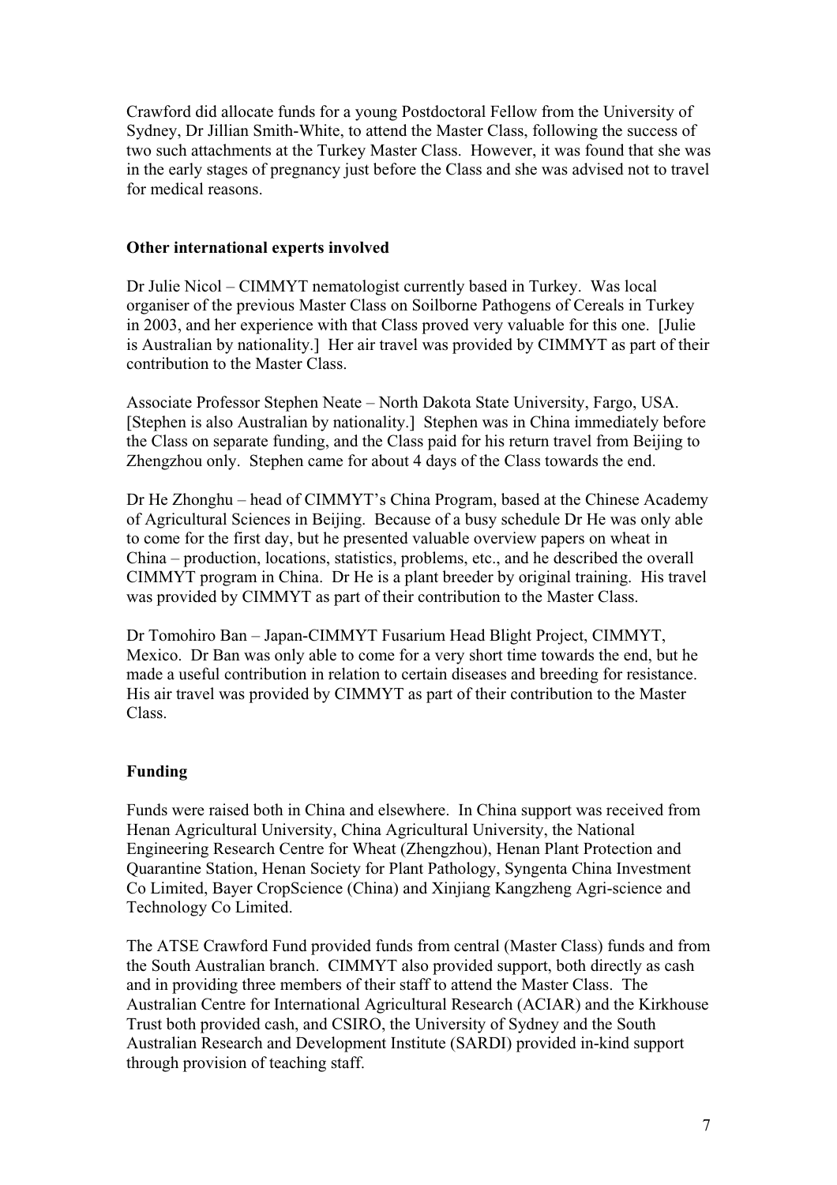Crawford did allocate funds for a young Postdoctoral Fellow from the University of Sydney, Dr Jillian Smith-White, to attend the Master Class, following the success of two such attachments at the Turkey Master Class. However, it was found that she was in the early stages of pregnancy just before the Class and she was advised not to travel for medical reasons.

### Other international experts involved

Dr Julie Nicol – CIMMYT nematologist currently based in Turkey. Was local organiser of the previous Master Class on Soilborne Pathogens of Cereals in Turkey in 2003, and her experience with that Class proved very valuable for this one. [Julie is Australian by nationality.] Her air travel was provided by CIMMYT as part of their contribution to the Master Class.

Associate Professor Stephen Neate – North Dakota State University, Fargo, USA. [Stephen is also Australian by nationality.] Stephen was in China immediately before the Class on separate funding, and the Class paid for his return travel from Beijing to Zhengzhou only. Stephen came for about 4 days of the Class towards the end.

Dr He Zhonghu – head of CIMMYT's China Program, based at the Chinese Academy of Agricultural Sciences in Beijing. Because of a busy schedule Dr He was only able to come for the first day, but he presented valuable overview papers on wheat in China – production, locations, statistics, problems, etc., and he described the overall CIMMYT program in China. Dr He is a plant breeder by original training. His travel was provided by CIMMYT as part of their contribution to the Master Class.

Dr Tomohiro Ban – Japan-CIMMYT Fusarium Head Blight Project, CIMMYT, Mexico. Dr Ban was only able to come for a very short time towards the end, but he made a useful contribution in relation to certain diseases and breeding for resistance. His air travel was provided by CIMMYT as part of their contribution to the Master Class.

### Funding

Funds were raised both in China and elsewhere. In China support was received from Henan Agricultural University, China Agricultural University, the National Engineering Research Centre for Wheat (Zhengzhou), Henan Plant Protection and Quarantine Station, Henan Society for Plant Pathology, Syngenta China Investment Co Limited, Bayer CropScience (China) and Xinjiang Kangzheng Agri-science and Technology Co Limited.

The ATSE Crawford Fund provided funds from central (Master Class) funds and from the South Australian branch. CIMMYT also provided support, both directly as cash and in providing three members of their staff to attend the Master Class. The Australian Centre for International Agricultural Research (ACIAR) and the Kirkhouse Trust both provided cash, and CSIRO, the University of Sydney and the South Australian Research and Development Institute (SARDI) provided in-kind support through provision of teaching staff.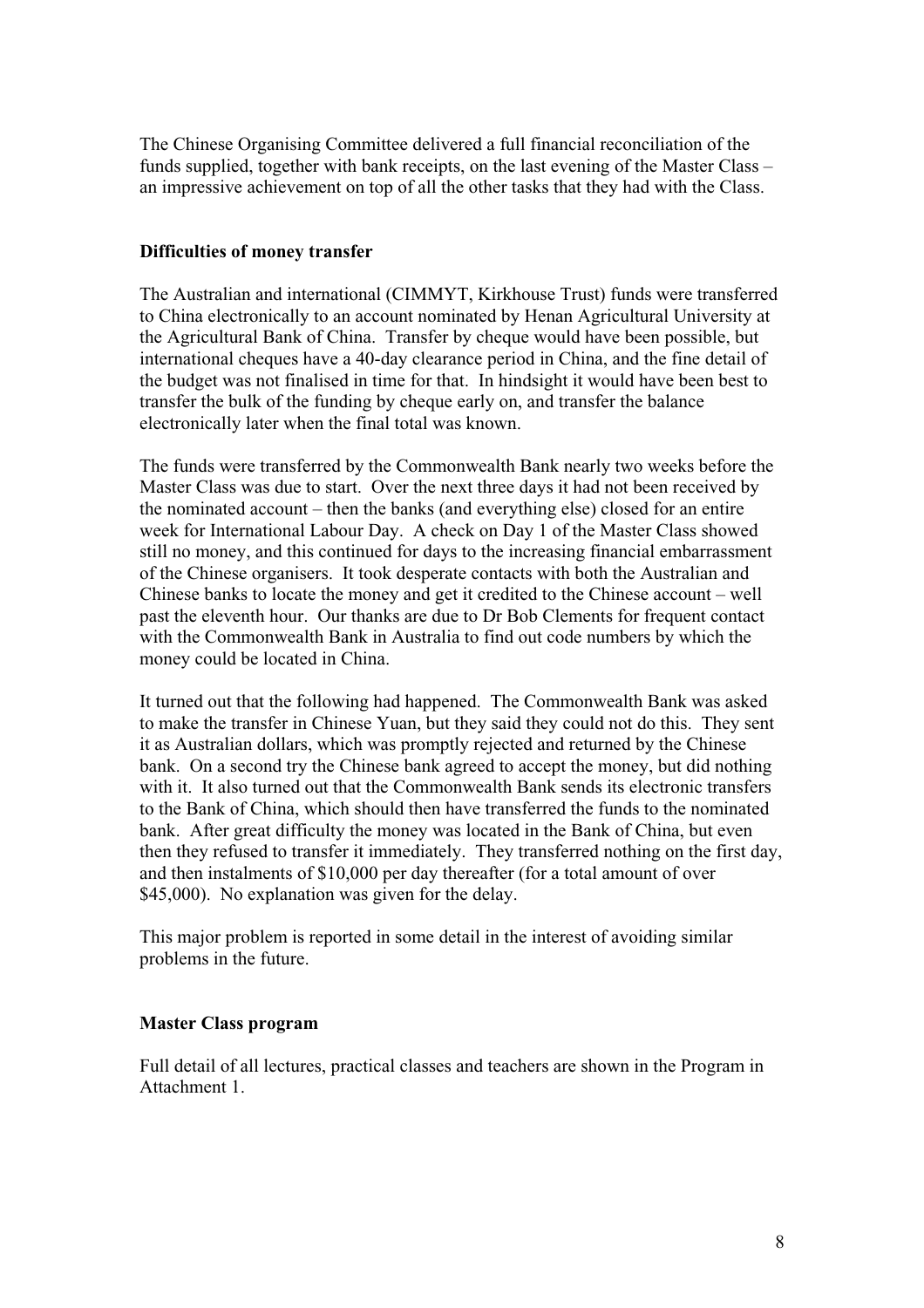The Chinese Organising Committee delivered a full financial reconciliation of the funds supplied, together with bank receipts, on the last evening of the Master Class – an impressive achievement on top of all the other tasks that they had with the Class.

## Difficulties of money transfer

The Australian and international (CIMMYT, Kirkhouse Trust) funds were transferred to China electronically to an account nominated by Henan Agricultural University at the Agricultural Bank of China. Transfer by cheque would have been possible, but international cheques have a 40-day clearance period in China, and the fine detail of the budget was not finalised in time for that. In hindsight it would have been best to transfer the bulk of the funding by cheque early on, and transfer the balance electronically later when the final total was known.

The funds were transferred by the Commonwealth Bank nearly two weeks before the Master Class was due to start. Over the next three days it had not been received by the nominated account – then the banks (and everything else) closed for an entire week for International Labour Day. A check on Day 1 of the Master Class showed still no money, and this continued for days to the increasing financial embarrassment of the Chinese organisers. It took desperate contacts with both the Australian and Chinese banks to locate the money and get it credited to the Chinese account – well past the eleventh hour. Our thanks are due to Dr Bob Clements for frequent contact with the Commonwealth Bank in Australia to find out code numbers by which the money could be located in China.

It turned out that the following had happened. The Commonwealth Bank was asked to make the transfer in Chinese Yuan, but they said they could not do this. They sent it as Australian dollars, which was promptly rejected and returned by the Chinese bank. On a second try the Chinese bank agreed to accept the money, but did nothing with it. It also turned out that the Commonwealth Bank sends its electronic transfers to the Bank of China, which should then have transferred the funds to the nominated bank. After great difficulty the money was located in the Bank of China, but even then they refused to transfer it immediately. They transferred nothing on the first day, and then instalments of $10,000 per day thereafter (for a total amount of over $45,000). No explanation was given for the delay.

This major problem is reported in some detail in the interest of avoiding similar problems in the future.

## Master Class program

Full detail of all lectures, practical classes and teachers are shown in the Program in Attachment 1.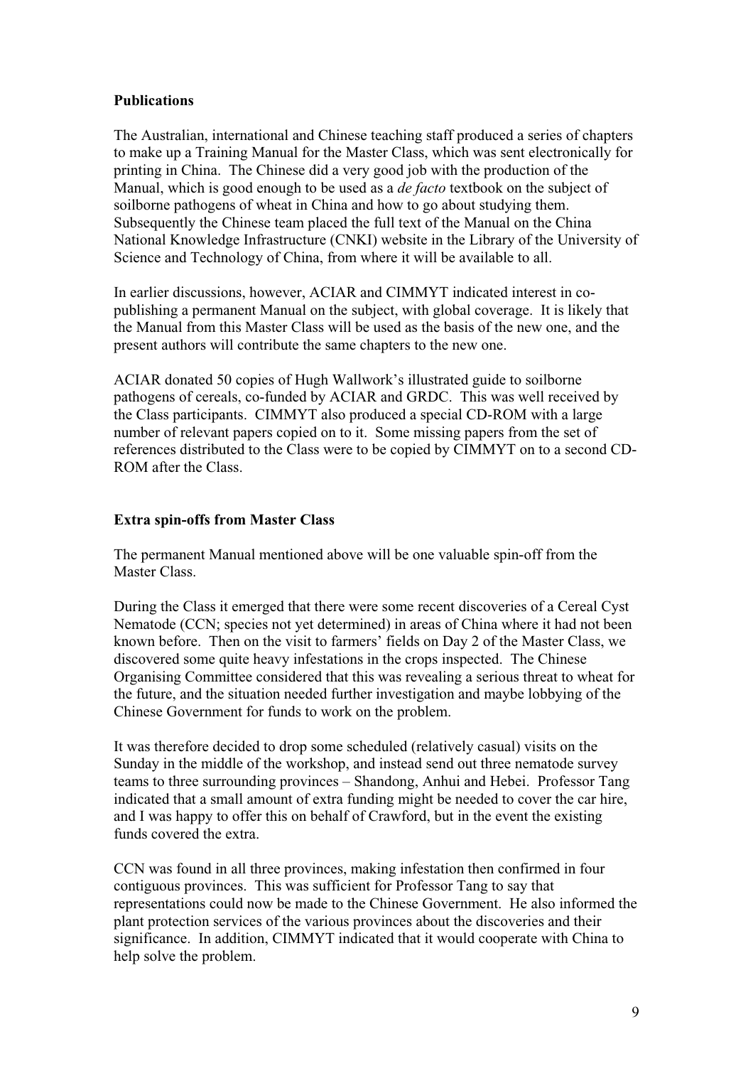## Publications

The Australian, international and Chinese teaching staff produced a series of chapters to make up a Training Manual for the Master Class, which was sent electronically for printing in China. The Chinese did a very good job with the production of the Manual, which is good enough to be used as a *de facto* textbook on the subject of soilborne pathogens of wheat in China and how to go about studying them. Subsequently the Chinese team placed the full text of the Manual on the China National Knowledge Infrastructure (CNKI) website in the Library of the University of Science and Technology of China, from where it will be available to all.

In earlier discussions, however, ACIAR and CIMMYT indicated interest in co-publishing a permanent Manual on the subject, with global coverage. It is likely that the Manual from this Master Class will be used as the basis of the new one, and the present authors will contribute the same chapters to the new one.

ACIAR donated 50 copies of Hugh Wallwork's illustrated guide to soilborne pathogens of cereals, co-funded by ACIAR and GRDC. This was well received by the Class participants. CIMMYT also produced a special CD-ROM with a large number of relevant papers copied on to it. Some missing papers from the set of references distributed to the Class were to be copied by CIMMYT on to a second CD-ROM after the Class.

## Extra spin-offs from Master Class

The permanent Manual mentioned above will be one valuable spin-off from the Master Class.

During the Class it emerged that there were some recent discoveries of a Cereal Cyst Nematode (CCN; species not yet determined) in areas of China where it had not been known before. Then on the visit to farmers' fields on Day 2 of the Master Class, we discovered some quite heavy infestations in the crops inspected. The Chinese Organising Committee considered that this was revealing a serious threat to wheat for the future, and the situation needed further investigation and maybe lobbying of the Chinese Government for funds to work on the problem.

It was therefore decided to drop some scheduled (relatively casual) visits on the Sunday in the middle of the workshop, and instead send out three nematode survey teams to three surrounding provinces – Shandong, Anhui and Hebei. Professor Tang indicated that a small amount of extra funding might be needed to cover the car hire, and I was happy to offer this on behalf of Crawford, but in the event the existing funds covered the extra.

CCN was found in all three provinces, making infestation then confirmed in four contiguous provinces. This was sufficient for Professor Tang to say that representations could now be made to the Chinese Government. He also informed the plant protection services of the various provinces about the discoveries and their significance. In addition, CIMMYT indicated that it would cooperate with China to help solve the problem.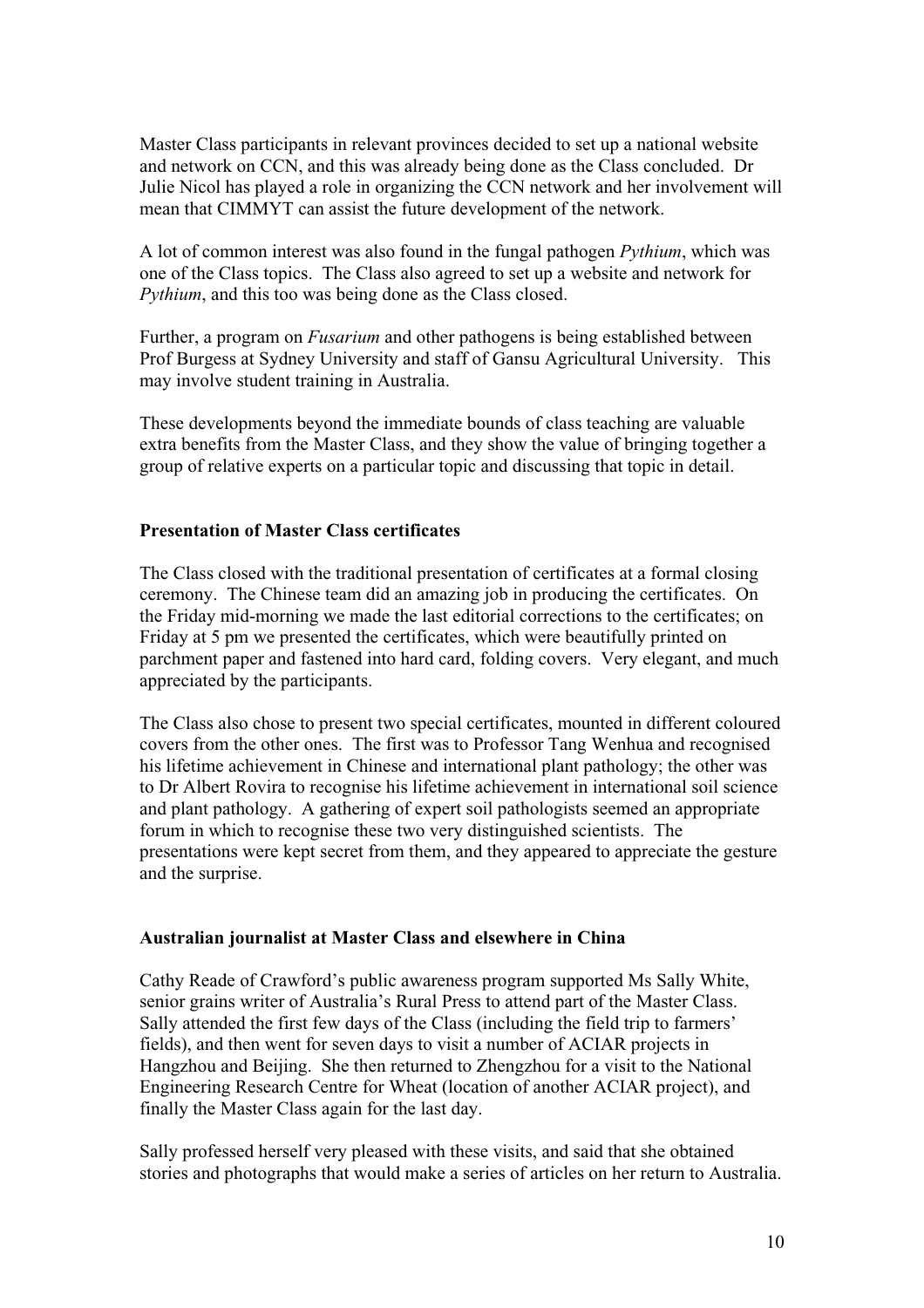Master Class participants in relevant provinces decided to set up a national website and network on CCN, and this was already being done as the Class concluded. Dr Julie Nicol has played a role in organizing the CCN network and her involvement will mean that CIMMYT can assist the future development of the network.

A lot of common interest was also found in the fungal pathogen *Pythium*, which was one of the Class topics. The Class also agreed to set up a website and network for *Pythium*, and this too was being done as the Class closed.

Further, a program on *Fusarium* and other pathogens is being established between Prof Burgess at Sydney University and staff of Gansu Agricultural University. This may involve student training in Australia.

These developments beyond the immediate bounds of class teaching are valuable extra benefits from the Master Class, and they show the value of bringing together a group of relative experts on a particular topic and discussing that topic in detail.

**Presentation of Master Class certificates**

The Class closed with the traditional presentation of certificates at a formal closing ceremony. The Chinese team did an amazing job in producing the certificates. On the Friday mid-morning we made the last editorial corrections to the certificates; on Friday at 5 pm we presented the certificates, which were beautifully printed on parchment paper and fastened into hard card, folding covers. Very elegant, and much appreciated by the participants.

The Class also chose to present two special certificates, mounted in different coloured covers from the other ones. The first was to Professor Tang Wenhua and recognised his lifetime achievement in Chinese and international plant pathology; the other was to Dr Albert Rovira to recognise his lifetime achievement in international soil science and plant pathology. A gathering of expert soil pathologists seemed an appropriate forum in which to recognise these two very distinguished scientists. The presentations were kept secret from them, and they appeared to appreciate the gesture and the surprise.

**Australian journalist at Master Class and elsewhere in China**

Cathy Reade of Crawford's public awareness program supported Ms Sally White, senior grains writer of Australia's Rural Press to attend part of the Master Class. Sally attended the first few days of the Class (including the field trip to farmers' fields), and then went for seven days to visit a number of ACIAR projects in Hangzhou and Beijing. She then returned to Zhengzhou for a visit to the National Engineering Research Centre for Wheat (location of another ACIAR project), and finally the Master Class again for the last day.

Sally professed herself very pleased with these visits, and said that she obtained stories and photographs that would make a series of articles on her return to Australia.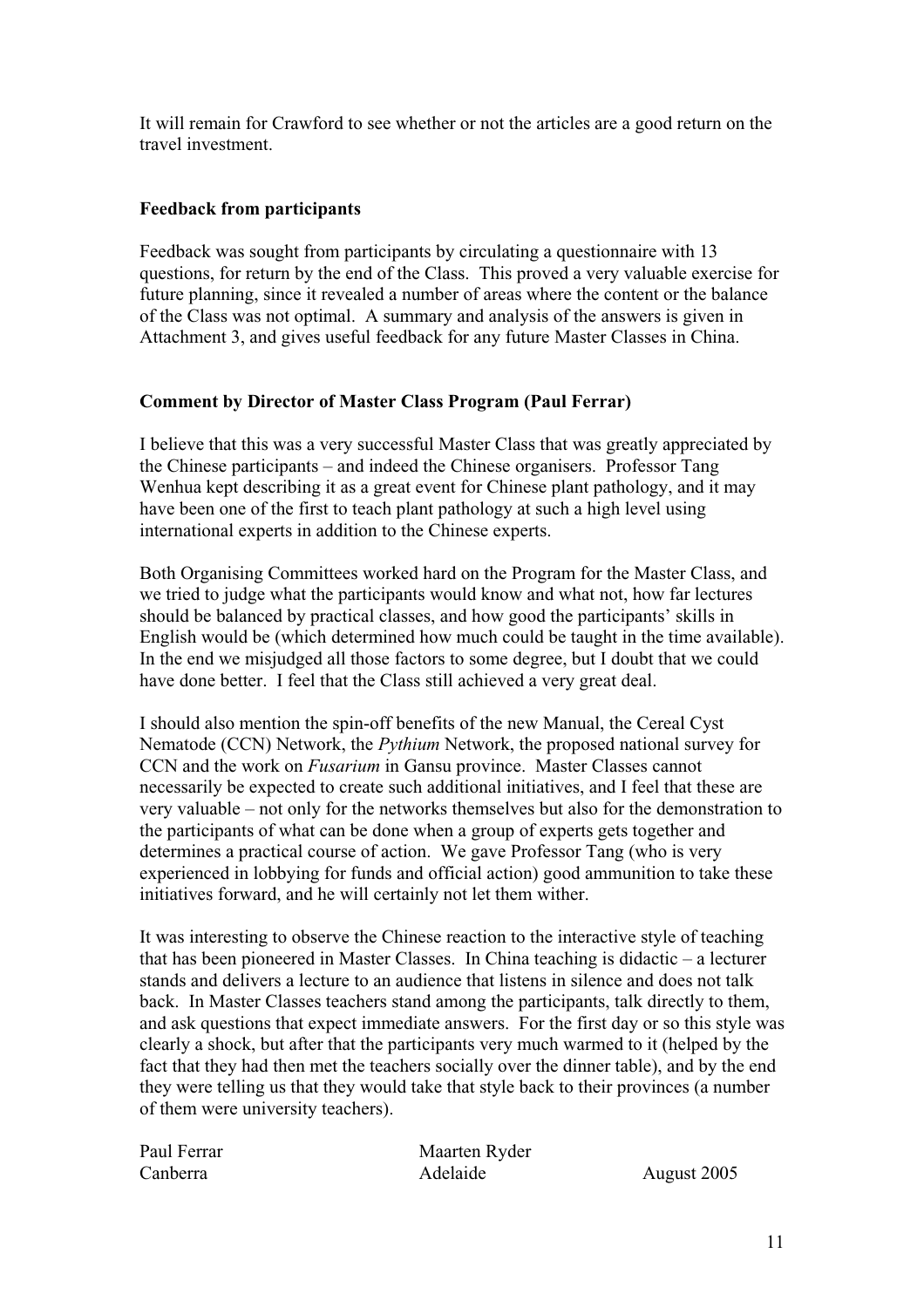It will remain for Crawford to see whether or not the articles are a good return on the travel investment.

**Feedback from participants**

Feedback was sought from participants by circulating a questionnaire with 13 questions, for return by the end of the Class. This proved a very valuable exercise for future planning, since it revealed a number of areas where the content or the balance of the Class was not optimal. A summary and analysis of the answers is given in Attachment 3, and gives useful feedback for any future Master Classes in China.

**Comment by Director of Master Class Program (Paul Ferrar)**

I believe that this was a very successful Master Class that was greatly appreciated by the Chinese participants – and indeed the Chinese organisers. Professor Tang Wenhua kept describing it as a great event for Chinese plant pathology, and it may have been one of the first to teach plant pathology at such a high level using international experts in addition to the Chinese experts.

Both Organising Committees worked hard on the Program for the Master Class, and we tried to judge what the participants would know and what not, how far lectures should be balanced by practical classes, and how good the participants' skills in English would be (which determined how much could be taught in the time available). In the end we misjudged all those factors to some degree, but I doubt that we could have done better. I feel that the Class still achieved a very great deal.

I should also mention the spin-off benefits of the new Manual, the Cereal Cyst Nematode (CCN) Network, the *Pythium* Network, the proposed national survey for CCN and the work on *Fusarium* in Gansu province. Master Classes cannot necessarily be expected to create such additional initiatives, and I feel that these are very valuable – not only for the networks themselves but also for the demonstration to the participants of what can be done when a group of experts gets together and determines a practical course of action. We gave Professor Tang (who is very experienced in lobbying for funds and official action) good ammunition to take these initiatives forward, and he will certainly not let them wither.

It was interesting to observe the Chinese reaction to the interactive style of teaching that has been pioneered in Master Classes. In China teaching is didactic – a lecturer stands and delivers a lecture to an audience that listens in silence and does not talk back. In Master Classes teachers stand among the participants, talk directly to them, and ask questions that expect immediate answers. For the first day or so this style was clearly a shock, but after that the participants very much warmed to it (helped by the fact that they had then met the teachers socially over the dinner table), and by the end they were telling us that they would take that style back to their provinces (a number of them were university teachers).

Paul Ferrar
Canberra

Maarten Ryder
Adelaide

August 2005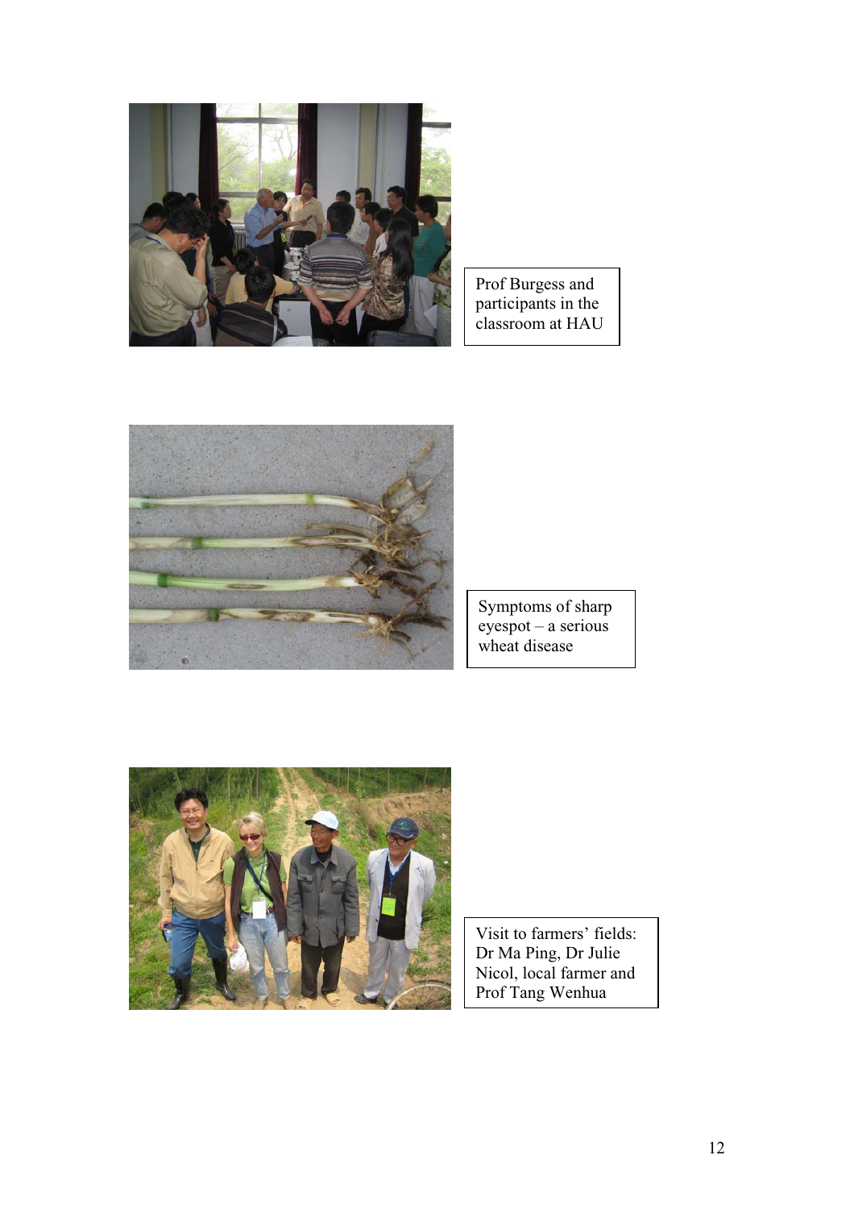Prof Burgess and participants in the classroom at HAU

Symptoms of sharp eyespot – a serious wheat disease

Visit to farmers' fields: Dr Ma Ping, Dr Julie Nicol, local farmer and Prof Tang Wenhua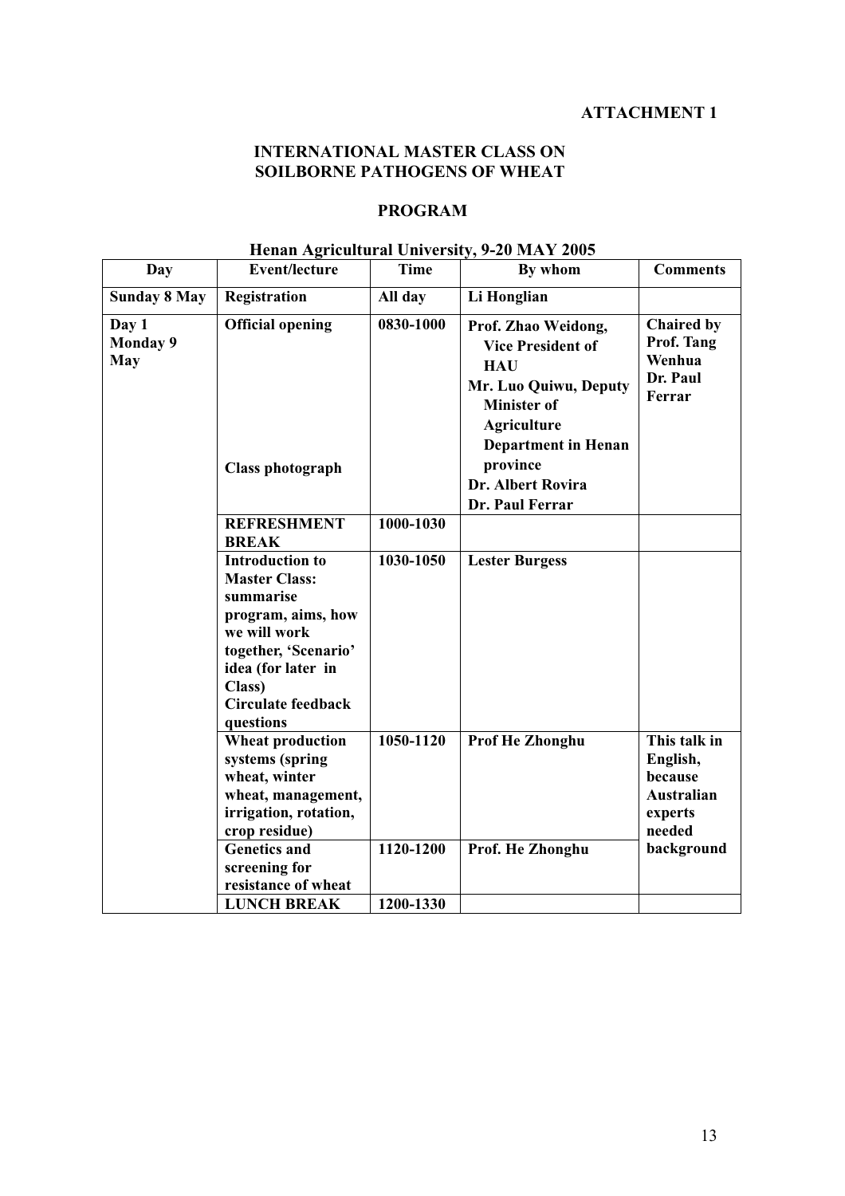**ATTACHMENT 1**

# INTERNATIONAL MASTER CLASS ON SOILBORNE PATHOGENS OF WHEAT

## PROGRAM

### Henan Agricultural University, 9-20 MAY 2005

| Day | Event/lecture | Time | By whom | Comments |
|---|---|---|---|---|
| **Sunday 8 May** | **Registration** | **All day** | **Li Honglian** | |
| **Day 1 Monday 9 May** | **Official opening**<br><br>**Class photograph** | **0830-1000** | **Prof. Zhao Weidong, Vice President of HAU**<br>**Mr. Luo Quiwu, Deputy Minister of Agriculture Department in Henan province**<br>**Dr. Albert Rovira**<br>**Dr. Paul Ferrar** | **Chaired by Prof. Tang Wenhua**<br>**Dr. Paul Ferrar** |
| | **REFRESHMENT BREAK** | **1000-1030** | | |
| | **Introduction to Master Class: summarise program, aims, how we will work together, 'Scenario' idea (for later in Class)**<br>**Circulate feedback questions** | **1030-1050** | **Lester Burgess** | |
| | **Wheat production systems (spring wheat, winter wheat, management, irrigation, rotation, crop residue)** | **1050-1120** | **Prof He Zhonghu** | **This talk in English, because Australian experts needed background** |
| | **Genetics and screening for resistance of wheat** | **1120-1200** | **Prof. He Zhonghu** | |
| | **LUNCH BREAK** | **1200-1330** | | |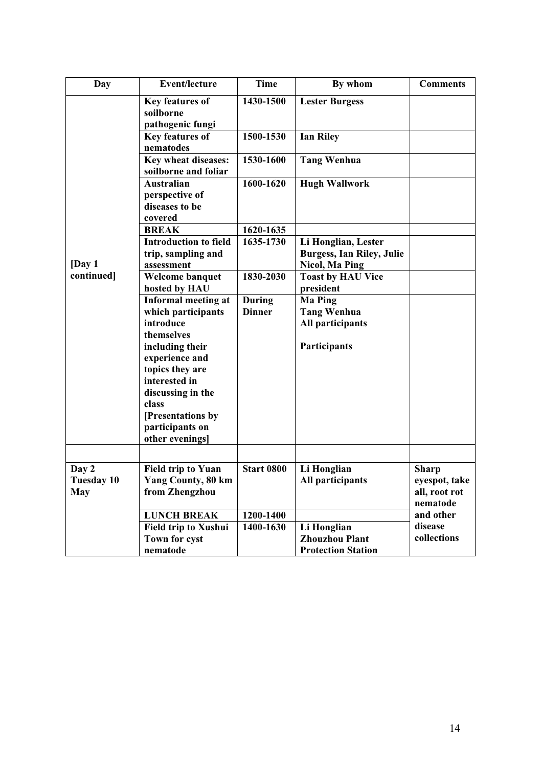| Day | Event/lecture | Time | By whom | Comments |
|---|---|---|---|---|
| [Day 1 continued] | **Key features of soilborne pathogenic fungi** | **1430-1500** | **Lester Burgess** | |
| | **Key features of nematodes** | **1500-1530** | **Ian Riley** | |
| | **Key wheat diseases: soilborne and foliar** | **1530-1600** | **Tang Wenhua** | |
| | **Australian perspective of diseases to be covered** | **1600-1620** | **Hugh Wallwork** | |
| | **BREAK** | **1620-1635** | | |
| | **Introduction to field trip, sampling and assessment** | **1635-1730** | **Li Honglian, Lester Burgess, Ian Riley, Julie Nicol, Ma Ping** | |
| | **Welcome banquet hosted by HAU** | **1830-2030** | **Toast by HAU Vice president** | |
| | **Informal meeting at which participants introduce themselves including their experience and topics they are interested in discussing in the class [Presentations by participants on other evenings]** | **During Dinner** | **Ma Ping Tang Wenhua All participants Participants** | |
| | | | | |
| **Day 2 Tuesday 10 May** | **Field trip to Yuan Yang County, 80 km from Zhengzhou** | **Start 0800** | **Li Honglian All participants** | **Sharp eyespot, take all, root rot nematode and other disease collections** |
| | **LUNCH BREAK** | **1200-1400** | | |
| | **Field trip to Xushui Town for cyst nematode** | **1400-1630** | **Li Honglian Zhouzhou Plant Protection Station** | |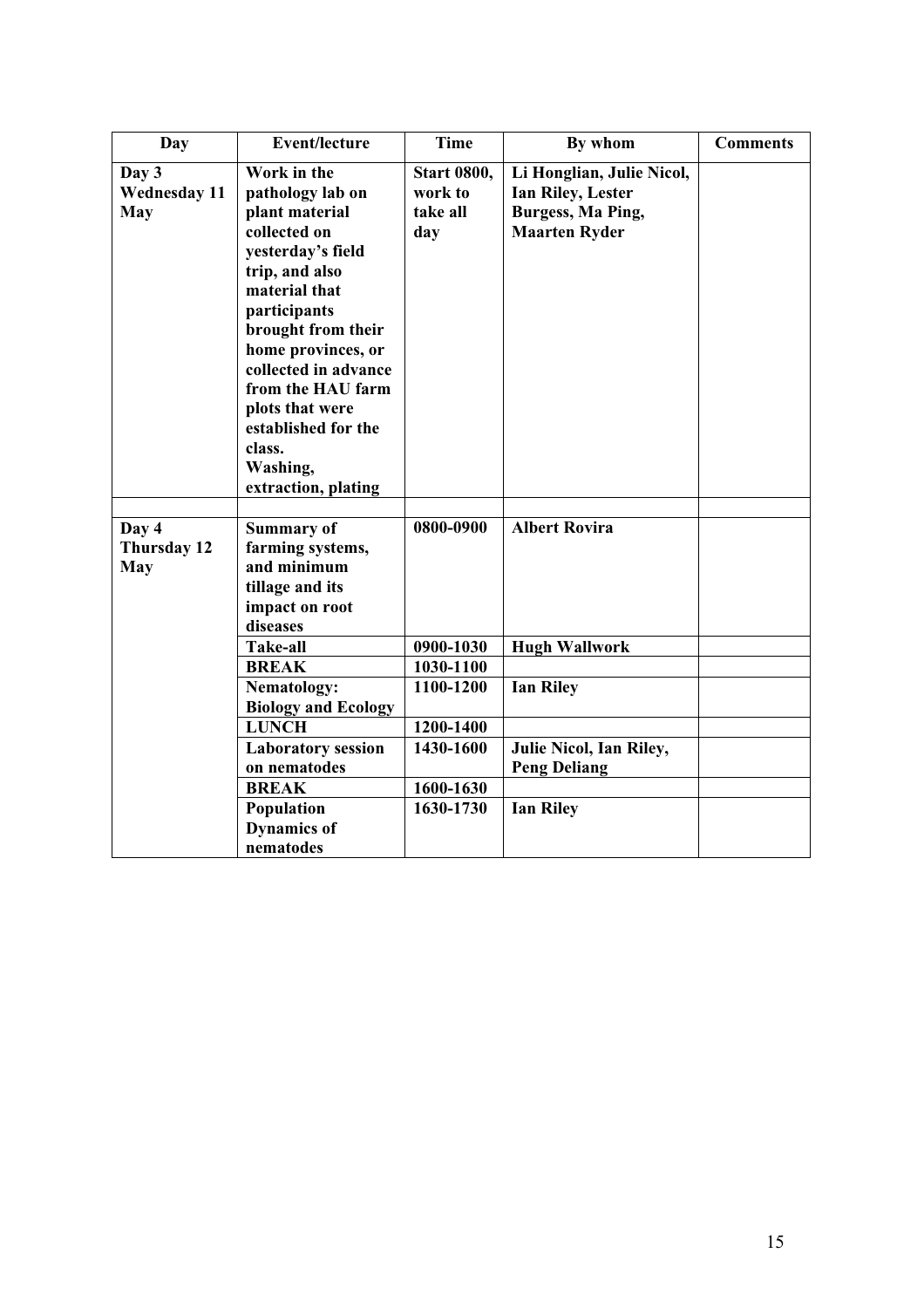| Day | Event/lecture | Time | By whom | Comments |
|---|---|---|---|---|
| **Day 3 Wednesday 11 May** | **Work in the pathology lab on plant material collected on yesterday's field trip, and also material that participants brought from their home provinces, or collected in advance from the HAU farm plots that were established for the class. Washing, extraction, plating** | **Start 0800, work to take all day** | **Li Honglian, Julie Nicol, Ian Riley, Lester Burgess, Ma Ping, Maarten Ryder** | |
| | | | | |
| **Day 4 Thursday 12 May** | **Summary of farming systems, and minimum tillage and its impact on root diseases** | **0800-0900** | **Albert Rovira** | |
| | **Take-all** | **0900-1030** | **Hugh Wallwork** | |
| | **BREAK** | **1030-1100** | | |
| | **Nematology: Biology and Ecology** | **1100-1200** | **Ian Riley** | |
| | **LUNCH** | **1200-1400** | | |
| | **Laboratory session on nematodes** | **1430-1600** | **Julie Nicol, Ian Riley, Peng Deliang** | |
| | **BREAK** | **1600-1630** | | |
| | **Population Dynamics of nematodes** | **1630-1730** | **Ian Riley** | |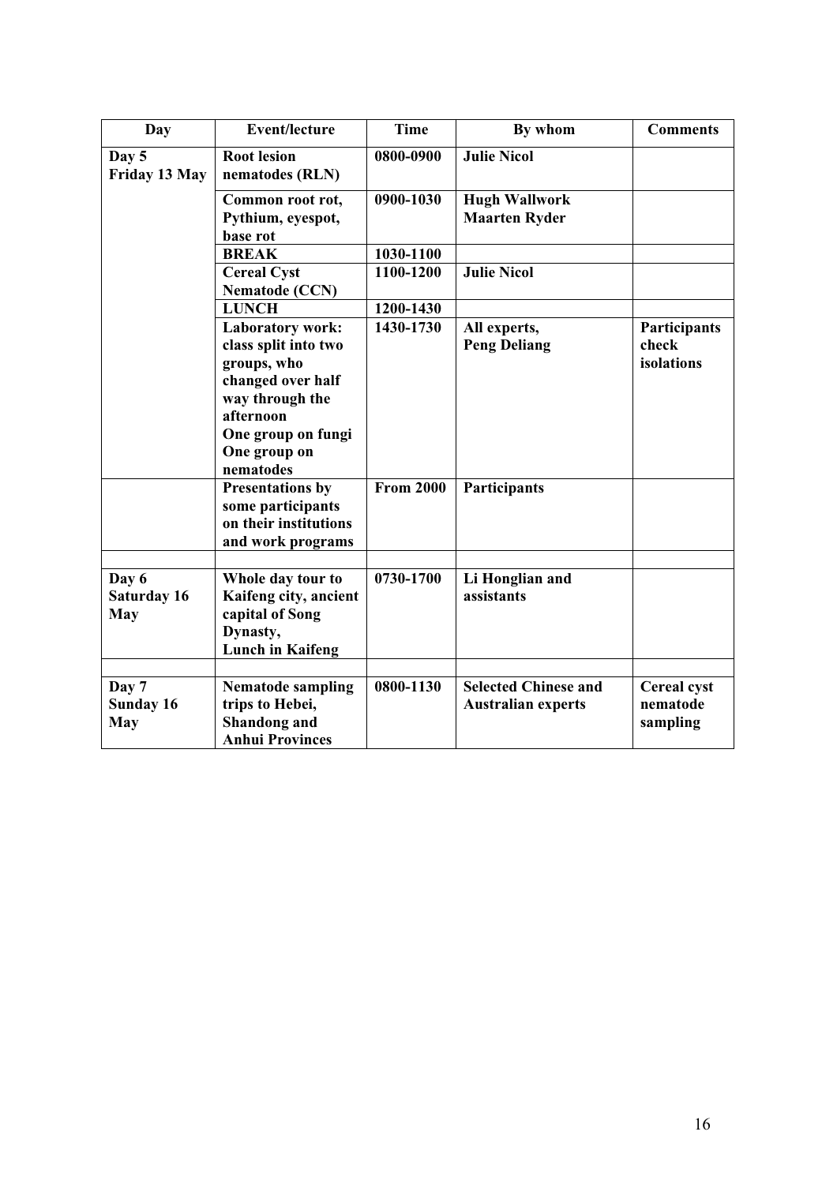| Day | Event/lecture | Time | By whom | Comments |
|---|---|---|---|---|
| **Day 5 Friday 13 May** | **Root lesion nematodes (RLN)** | **0800-0900** | **Julie Nicol** | |
| | **Common root rot, Pythium, eyespot, base rot** | **0900-1030** | **Hugh Wallwork Maarten Ryder** | |
| | **BREAK** | **1030-1100** | | |
| | **Cereal Cyst Nematode (CCN)** | **1100-1200** | **Julie Nicol** | |
| | **LUNCH** | **1200-1430** | | |
| | **Laboratory work: class split into two groups, who changed over half way through the afternoon One group on fungi One group on nematodes** | **1430-1730** | **All experts, Peng Deliang** | **Participants check isolations** |
| | **Presentations by some participants on their institutions and work programs** | **From 2000** | **Participants** | |
| | | | | |
| **Day 6 Saturday 16 May** | **Whole day tour to Kaifeng city, ancient capital of Song Dynasty, Lunch in Kaifeng** | **0730-1700** | **Li Honglian and assistants** | |
| | | | | |
| **Day 7 Sunday 16 May** | **Nematode sampling trips to Hebei, Shandong and Anhui Provinces** | **0800-1130** | **Selected Chinese and Australian experts** | **Cereal cyst nematode sampling** |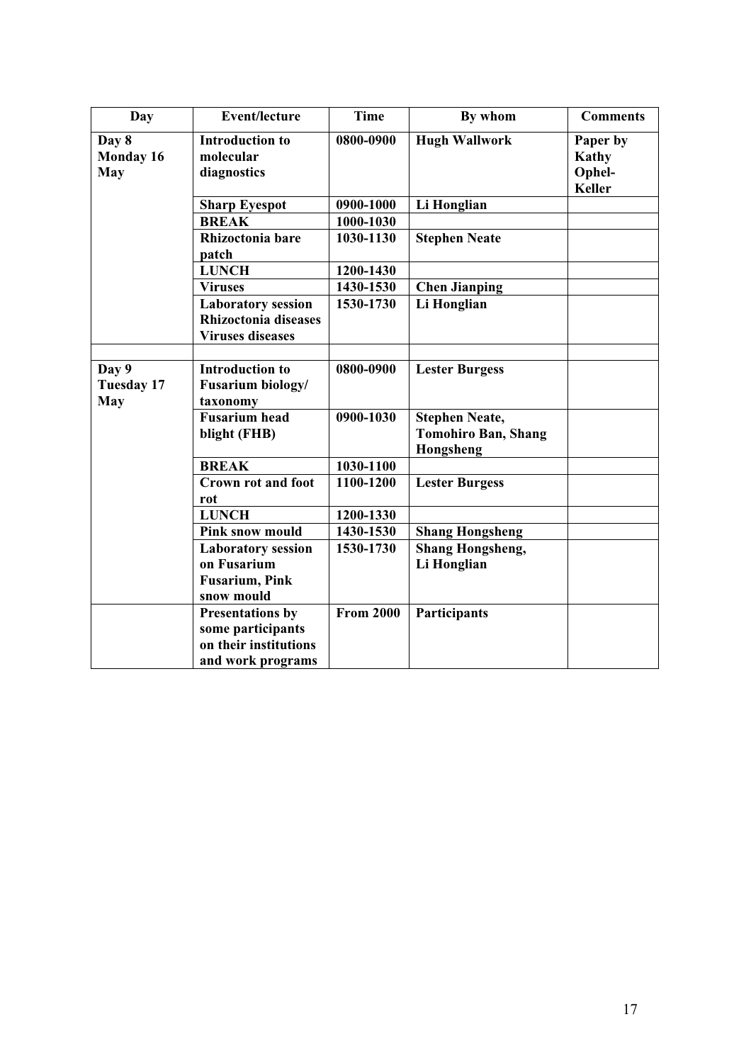| Day | Event/lecture | Time | By whom | Comments |
|---|---|---|---|---|
| **Day 8 Monday 16 May** | **Introduction to molecular diagnostics** | **0800-0900** | **Hugh Wallwork** | **Paper by Kathy Ophel-Keller** |
| | **Sharp Eyespot** | **0900-1000** | **Li Honglian** | |
| | **BREAK** | **1000-1030** | | |
| | **Rhizoctonia bare patch** | **1030-1130** | **Stephen Neate** | |
| | **LUNCH** | **1200-1430** | | |
| | **Viruses** | **1430-1530** | **Chen Jianping** | |
| | **Laboratory session Rhizoctonia diseases Viruses diseases** | **1530-1730** | **Li Honglian** | |
| | | | | |
| **Day 9 Tuesday 17 May** | **Introduction to Fusarium biology/ taxonomy** | **0800-0900** | **Lester Burgess** | |
| | **Fusarium head blight (FHB)** | **0900-1030** | **Stephen Neate, Tomohiro Ban, Shang Hongsheng** | |
| | **BREAK** | **1030-1100** | | |
| | **Crown rot and foot rot** | **1100-1200** | **Lester Burgess** | |
| | **LUNCH** | **1200-1330** | | |
| | **Pink snow mould** | **1430-1530** | **Shang Hongsheng** | |
| | **Laboratory session on Fusarium Fusarium, Pink snow mould** | **1530-1730** | **Shang Hongsheng, Li Honglian** | |
| | **Presentations by some participants on their institutions and work programs** | **From 2000** | **Participants** | |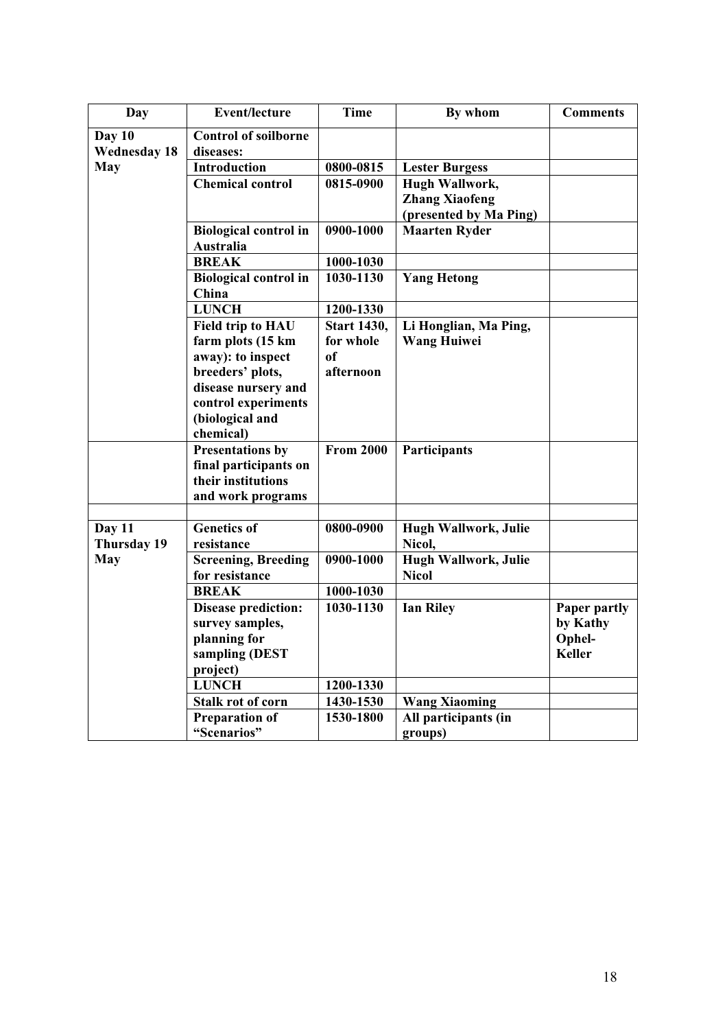| Day | Event/lecture | Time | By whom | Comments |
|---|---|---|---|---|
| **Day 10 Wednesday 18 May** | **Control of soilborne diseases:** | | | |
| | **Introduction** | **0800-0815** | **Lester Burgess** | |
| | **Chemical control** | **0815-0900** | **Hugh Wallwork, Zhang Xiaofeng (presented by Ma Ping)** | |
| | **Biological control in Australia** | **0900-1000** | **Maarten Ryder** | |
| | **BREAK** | **1000-1030** | | |
| | **Biological control in China** | **1030-1130** | **Yang Hetong** | |
| | **LUNCH** | **1200-1330** | | |
| | **Field trip to HAU farm plots (15 km away): to inspect breeders' plots, disease nursery and control experiments (biological and chemical)** | **Start 1430, for whole of afternoon** | **Li Honglian, Ma Ping, Wang Huiwei** | |
| | **Presentations by final participants on their institutions and work programs** | **From 2000** | **Participants** | |
| | | | | |
| **Day 11 Thursday 19 May** | **Genetics of resistance** | **0800-0900** | **Hugh Wallwork, Julie Nicol,** | |
| | **Screening, Breeding for resistance** | **0900-1000** | **Hugh Wallwork, Julie Nicol** | |
| | **BREAK** | **1000-1030** | | |
| | **Disease prediction: survey samples, planning for sampling (DEST project)** | **1030-1130** | **Ian Riley** | **Paper partly by Kathy Ophel-Keller** |
| | **LUNCH** | **1200-1330** | | |
| | **Stalk rot of corn** | **1430-1530** | **Wang Xiaoming** | |
| | **Preparation of "Scenarios"** | **1530-1800** | **All participants (in groups)** | |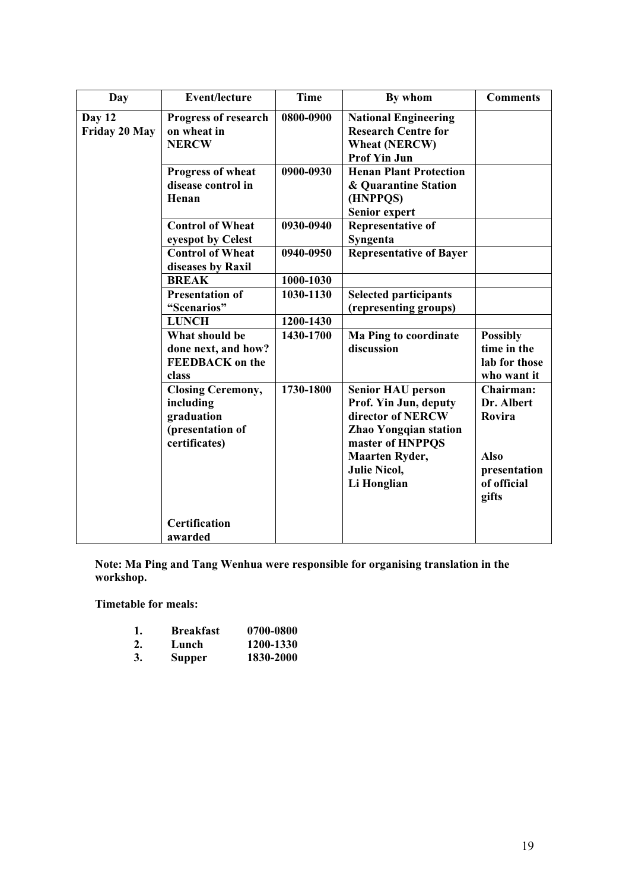| Day | Event/lecture | Time | By whom | Comments |
|---|---|---|---|---|
| **Day 12 Friday 20 May** | **Progress of research on wheat in NERCW** | **0800-0900** | **National Engineering Research Centre for Wheat (NERCW) Prof Yin Jun** | |
| | **Progress of wheat disease control in Henan** | **0900-0930** | **Henan Plant Protection & Quarantine Station (HNPPQS) Senior expert** | |
| | **Control of Wheat eyespot by Celest** | **0930-0940** | **Representative of Syngenta** | |
| | **Control of Wheat diseases by Raxil** | **0940-0950** | **Representative of Bayer** | |
| | **BREAK** | **1000-1030** | | |
| | **Presentation of "Scenarios"** | **1030-1130** | **Selected participants (representing groups)** | |
| | **LUNCH** | **1200-1430** | | |
| | **What should be done next, and how? FEEDBACK on the class** | **1430-1700** | **Ma Ping to coordinate discussion** | **Possibly time in the lab for those who want it** |
| | **Closing Ceremony, including graduation (presentation of certificates)** | **1730-1800** | **Senior HAU person Prof. Yin Jun, deputy director of NERCW Zhao Yongqian station master of HNPPQS Maarten Ryder, Julie Nicol, Li Honglian** | **Chairman: Dr. Albert Rovira**<br><br>**Also presentation of official gifts** |
| | **Certification awarded** | | | |

**Note: Ma Ping and Tang Wenhua were responsible for organising translation in the workshop.**

**Timetable for meals:**

1. **Breakfast** **0700-0800**
2. **Lunch** **1200-1330**
3. **Supper** **1830-2000**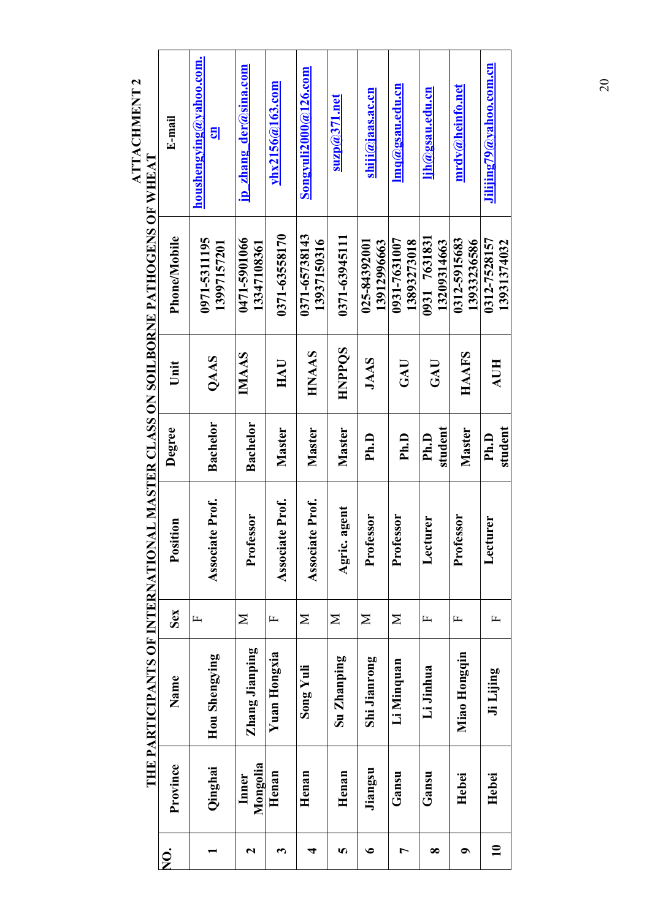ATTACHMENT 2

# THE PARTICIPANTS OF INTERNATIONAL MASTER CLASS ON SOILBORNE PATHOGENS OF WHEAT

| NO. | Province | Name | Sex | Position | Degree | Unit | Phone/Mobile | E-mail |
|---|---|---|---|---|---|---|---|---|
| 1 | Qinghai | Hou Shengying | F | Associate Prof. | Bachelor | QAAS | 0971-5311195 13997157201 | houshengying@yahoo.com.cn |
| 2 | Inner Mongolia | Zhang Jianping | M | Professor | Bachelor | IMAAS | 0471-5901066 13347108361 | jp_zhang_der@sina.com |
| 3 | Henan | Yuan Hongxia | F | Associate Prof. | Master | HAU | 0371-63558170 | yhx2156@163.com |
| 4 | Henan | Song Yuli | M | Associate Prof. | Master | HNAAS | 0371-65738143 13937150316 | Songyuli2000@126.com |
| 5 | Henan | Su Zhanping | M | Agric. agent | Master | HNPPQS | 0371-63945111 | suzp@371.net |
| 6 | Jiangsu | Shi Jianrong | M | Professor | Ph.D | JAAS | 025-84392001 13912996663 | shiji@jaas.ac.cn |
| 7 | Gansu | Li Minquan | M | Professor | Ph.D | GAU | 0931-7631007 13893273018 | lmq@gsau.edu.cn |
| 8 | Gansu | Li Jinhua | F | Lecturer | Ph.D student | GAU | 0931 7631831 13209314663 | ljh@gsau.edu.cn |
| 9 | Hebei | Miao Hongqin | F | Professor | Master | HAAFS | 0312-5915683 13933236586 | mrdv@heinfo.net |
| 10 | Hebei | Ji Lijing | F | Lecturer | Ph.D student | AUH | 0312-7528157 13931374032 | Jilijing79@yahoo.com.cn |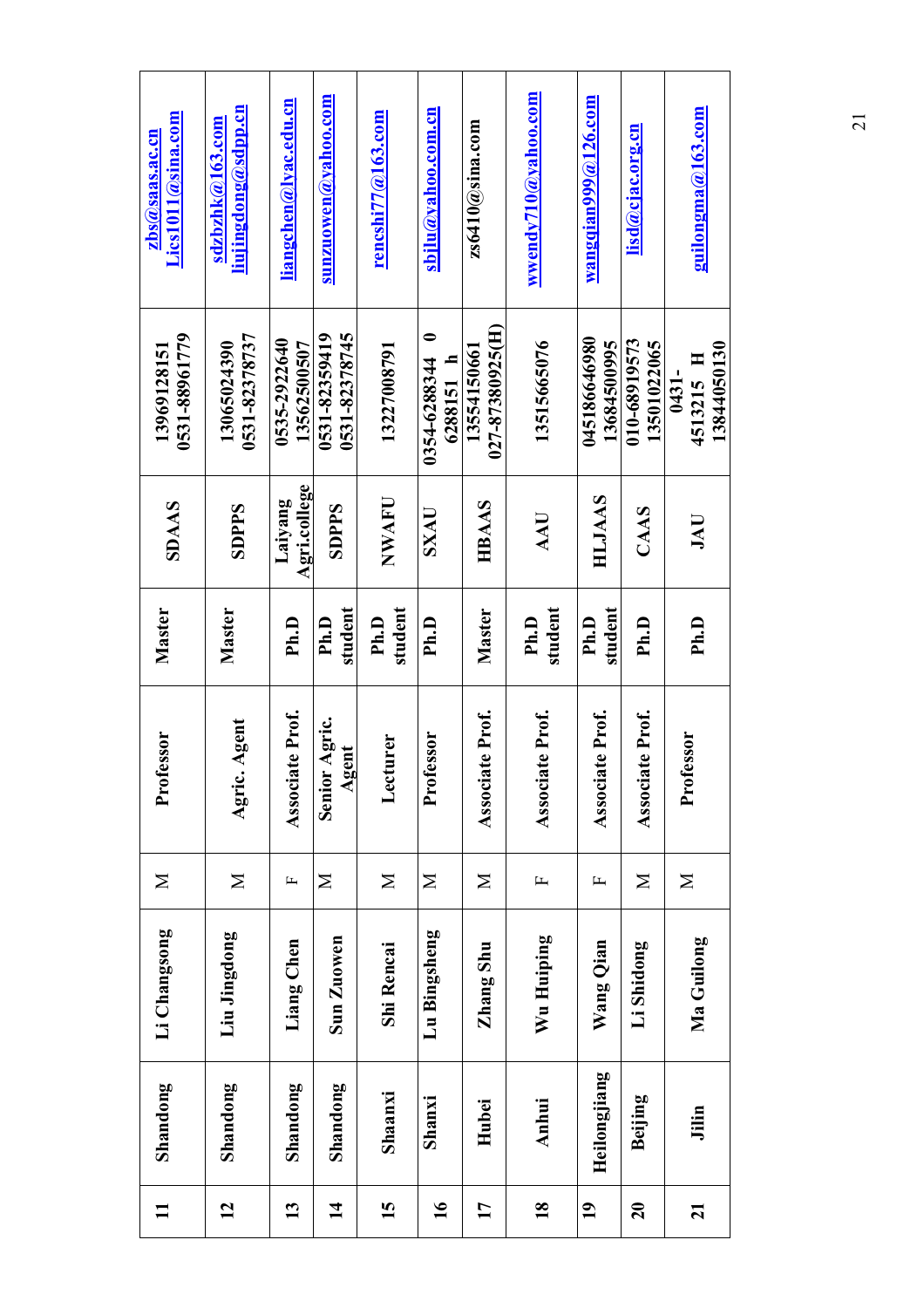| 11 | Shandong | Li Changsong | M | Professor | Master | SDAAS | 13969128151<br>0531-88961779 | zbs@saas.ac.cn<br>Lics1011@sina.com |
|---|---|---|---|---|---|---|---|---|
| 12 | Shandong | Liu Jingdong | M | Agric. Agent | Master | SDPPS | 13065024390<br>0531-82378737 | sdzbzhk@163.com<br>liujingdong@sdpp.cn |
| 13 | Shandong | Liang Chen | F | Associate Prof. | Ph.D | Laiyang Agri.college | 0535-2922640<br>13562500507 | liangchen@lyac.edu.cn |
| 14 | Shandong | Sun Zuowen | M | Senior Agric. Agent | Ph.D student | SDPPS | 0531-82359419<br>0531-82378745 | sunzuowen@yahoo.com |
| 15 | Shaanxi | Shi Rencai | M | Lecturer | Ph.D student | NWAFU | 13227008791 | renchi77@163.com |
| 16 | Shanxi | Lu Bingsheng | M | Professor | Ph.D | SXAU | 0354-6288344 0<br>6288151 h | sbjlu@yahoo.com.cn |
| 17 | Hubei | Zhang Shu | M | Associate Prof. | Master | HBAAS | 13554150661<br>027-87380925(H) | zs6410@sina.com |
| 18 | Anhui | Wu Huiping | F | Associate Prof. | Ph.D student | AAU | 13515665076 | wwendy710@yahoo.com |
| 19 | Heilongjiang | Wang Qian | F | Associate Prof. | Ph.D student | HLJAAS | 04518664980<br>13684500995 | wangqian999@126.com |
| 20 | Beijing | Li Shidong | M | Associate Prof. | Ph.D | CAAS | 010-68919573<br>13501022065 | lisd@cjac.org.cn |
| 21 | Jilin | Ma Guilong | M | Professor | Ph.D | JAU | 0431-<br>4513215 H<br>13844050130 | guilongma@163.com |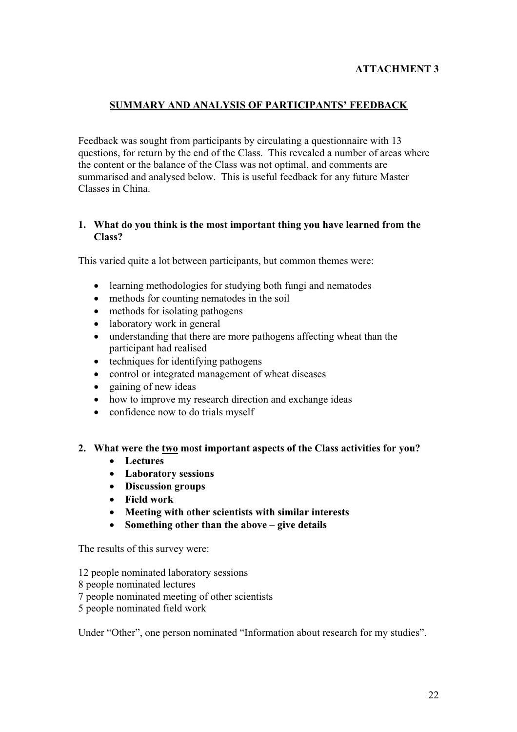**ATTACHMENT 3**

## SUMMARY AND ANALYSIS OF PARTICIPANTS' FEEDBACK

Feedback was sought from participants by circulating a questionnaire with 13 questions, for return by the end of the Class. This revealed a number of areas where the content or the balance of the Class was not optimal, and comments are summarised and analysed below. This is useful feedback for any future Master Classes in China.

### 1. What do you think is the most important thing you have learned from the Class?

This varied quite a lot between participants, but common themes were:

- learning methodologies for studying both fungi and nematodes
- methods for counting nematodes in the soil
- methods for isolating pathogens
- laboratory work in general
- understanding that there are more pathogens affecting wheat than the participant had realised
- techniques for identifying pathogens
- control or integrated management of wheat diseases
- gaining of new ideas
- how to improve my research direction and exchange ideas
- confidence now to do trials myself

### 2. What were the two most important aspects of the Class activities for you?

- **Lectures**
- **Laboratory sessions**
- **Discussion groups**
- **Field work**
- **Meeting with other scientists with similar interests**
- **Something other than the above – give details**

The results of this survey were:

12 people nominated laboratory sessions
8 people nominated lectures
7 people nominated meeting of other scientists
5 people nominated field work

Under "Other", one person nominated "Information about research for my studies".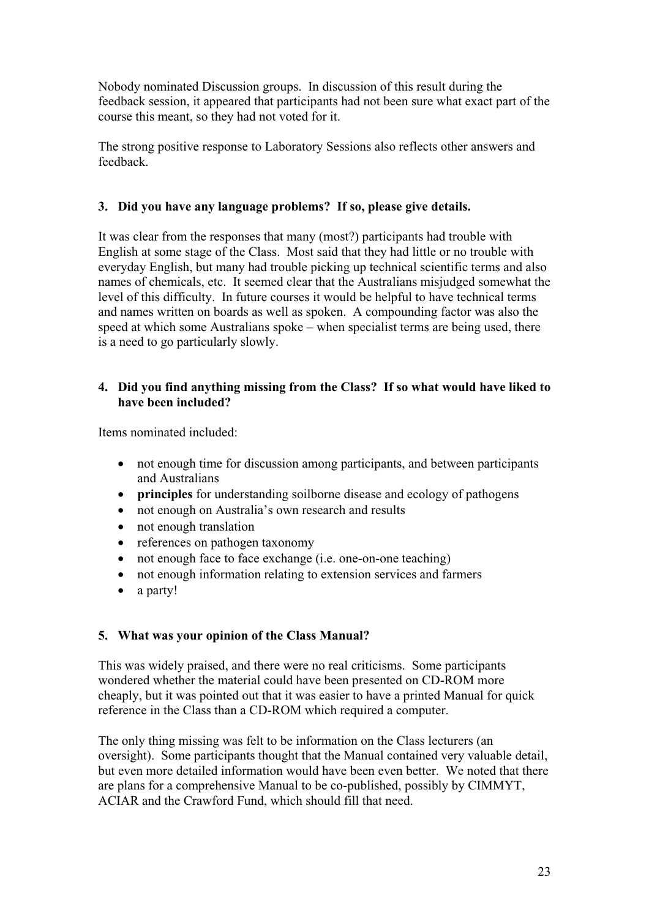Nobody nominated Discussion groups. In discussion of this result during the feedback session, it appeared that participants had not been sure what exact part of the course this meant, so they had not voted for it.

The strong positive response to Laboratory Sessions also reflects other answers and feedback.

**3. Did you have any language problems? If so, please give details.**

It was clear from the responses that many (most?) participants had trouble with English at some stage of the Class. Most said that they had little or no trouble with everyday English, but many had trouble picking up technical scientific terms and also names of chemicals, etc. It seemed clear that the Australians misjudged somewhat the level of this difficulty. In future courses it would be helpful to have technical terms and names written on boards as well as spoken. A compounding factor was also the speed at which some Australians spoke – when specialist terms are being used, there is a need to go particularly slowly.

**4. Did you find anything missing from the Class? If so what would have liked to have been included?**

Items nominated included:

- not enough time for discussion among participants, and between participants and Australians
- **principles** for understanding soilborne disease and ecology of pathogens
- not enough on Australia's own research and results
- not enough translation
- references on pathogen taxonomy
- not enough face to face exchange (i.e. one-on-one teaching)
- not enough information relating to extension services and farmers
- a party!

**5. What was your opinion of the Class Manual?**

This was widely praised, and there were no real criticisms. Some participants wondered whether the material could have been presented on CD-ROM more cheaply, but it was pointed out that it was easier to have a printed Manual for quick reference in the Class than a CD-ROM which required a computer.

The only thing missing was felt to be information on the Class lecturers (an oversight). Some participants thought that the Manual contained very valuable detail, but even more detailed information would have been even better. We noted that there are plans for a comprehensive Manual to be co-published, possibly by CIMMYT, ACIAR and the Crawford Fund, which should fill that need.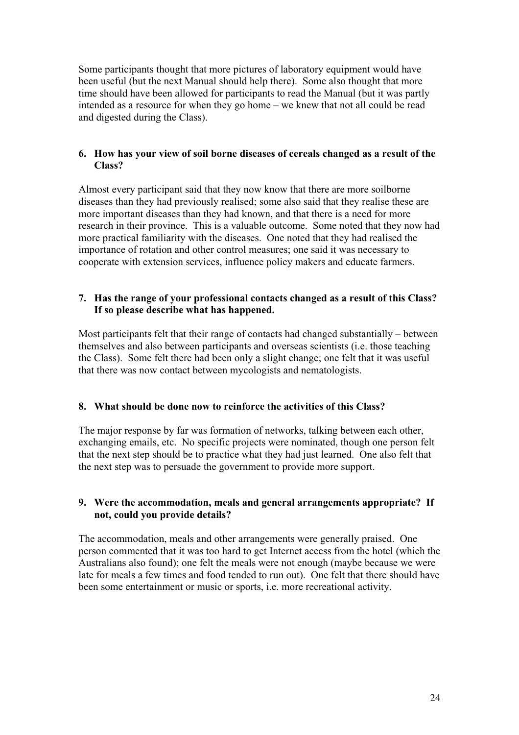Some participants thought that more pictures of laboratory equipment would have been useful (but the next Manual should help there). Some also thought that more time should have been allowed for participants to read the Manual (but it was partly intended as a resource for when they go home – we knew that not all could be read and digested during the Class).

**6. How has your view of soil borne diseases of cereals changed as a result of the Class?**

Almost every participant said that they now know that there are more soilborne diseases than they had previously realised; some also said that they realise these are more important diseases than they had known, and that there is a need for more research in their province. This is a valuable outcome. Some noted that they now had more practical familiarity with the diseases. One noted that they had realised the importance of rotation and other control measures; one said it was necessary to cooperate with extension services, influence policy makers and educate farmers.

**7. Has the range of your professional contacts changed as a result of this Class? If so please describe what has happened.**

Most participants felt that their range of contacts had changed substantially – between themselves and also between participants and overseas scientists (i.e. those teaching the Class). Some felt there had been only a slight change; one felt that it was useful that there was now contact between mycologists and nematologists.

**8. What should be done now to reinforce the activities of this Class?**

The major response by far was formation of networks, talking between each other, exchanging emails, etc. No specific projects were nominated, though one person felt that the next step should be to practice what they had just learned. One also felt that the next step was to persuade the government to provide more support.

**9. Were the accommodation, meals and general arrangements appropriate? If not, could you provide details?**

The accommodation, meals and other arrangements were generally praised. One person commented that it was too hard to get Internet access from the hotel (which the Australians also found); one felt the meals were not enough (maybe because we were late for meals a few times and food tended to run out). One felt that there should have been some entertainment or music or sports, i.e. more recreational activity.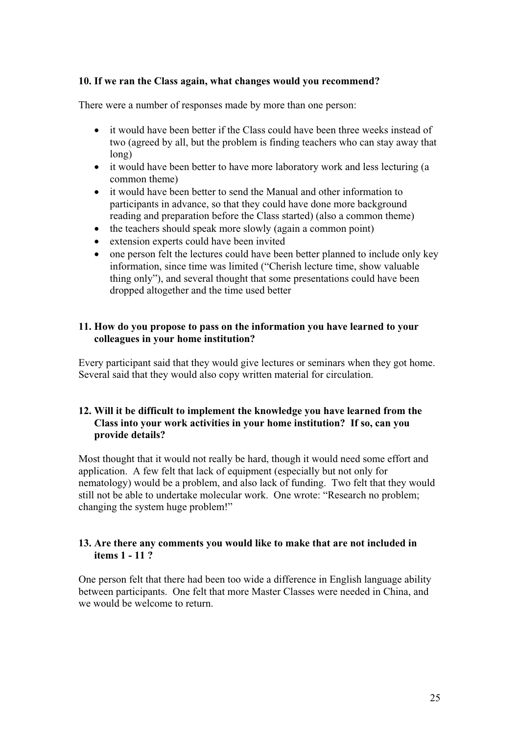**10. If we ran the Class again, what changes would you recommend?**

There were a number of responses made by more than one person:

- it would have been better if the Class could have been three weeks instead of two (agreed by all, but the problem is finding teachers who can stay away that long)
- it would have been better to have more laboratory work and less lecturing (a common theme)
- it would have been better to send the Manual and other information to participants in advance, so that they could have done more background reading and preparation before the Class started) (also a common theme)
- the teachers should speak more slowly (again a common point)
- extension experts could have been invited
- one person felt the lectures could have been better planned to include only key information, since time was limited ("Cherish lecture time, show valuable thing only"), and several thought that some presentations could have been dropped altogether and the time used better

**11. How do you propose to pass on the information you have learned to your colleagues in your home institution?**

Every participant said that they would give lectures or seminars when they got home. Several said that they would also copy written material for circulation.

**12. Will it be difficult to implement the knowledge you have learned from the Class into your work activities in your home institution? If so, can you provide details?**

Most thought that it would not really be hard, though it would need some effort and application. A few felt that lack of equipment (especially but not only for nematology) would be a problem, and also lack of funding. Two felt that they would still not be able to undertake molecular work. One wrote: "Research no problem; changing the system huge problem!"

**13. Are there any comments you would like to make that are not included in items 1 - 11 ?**

One person felt that there had been too wide a difference in English language ability between participants. One felt that more Master Classes were needed in China, and we would be welcome to return.